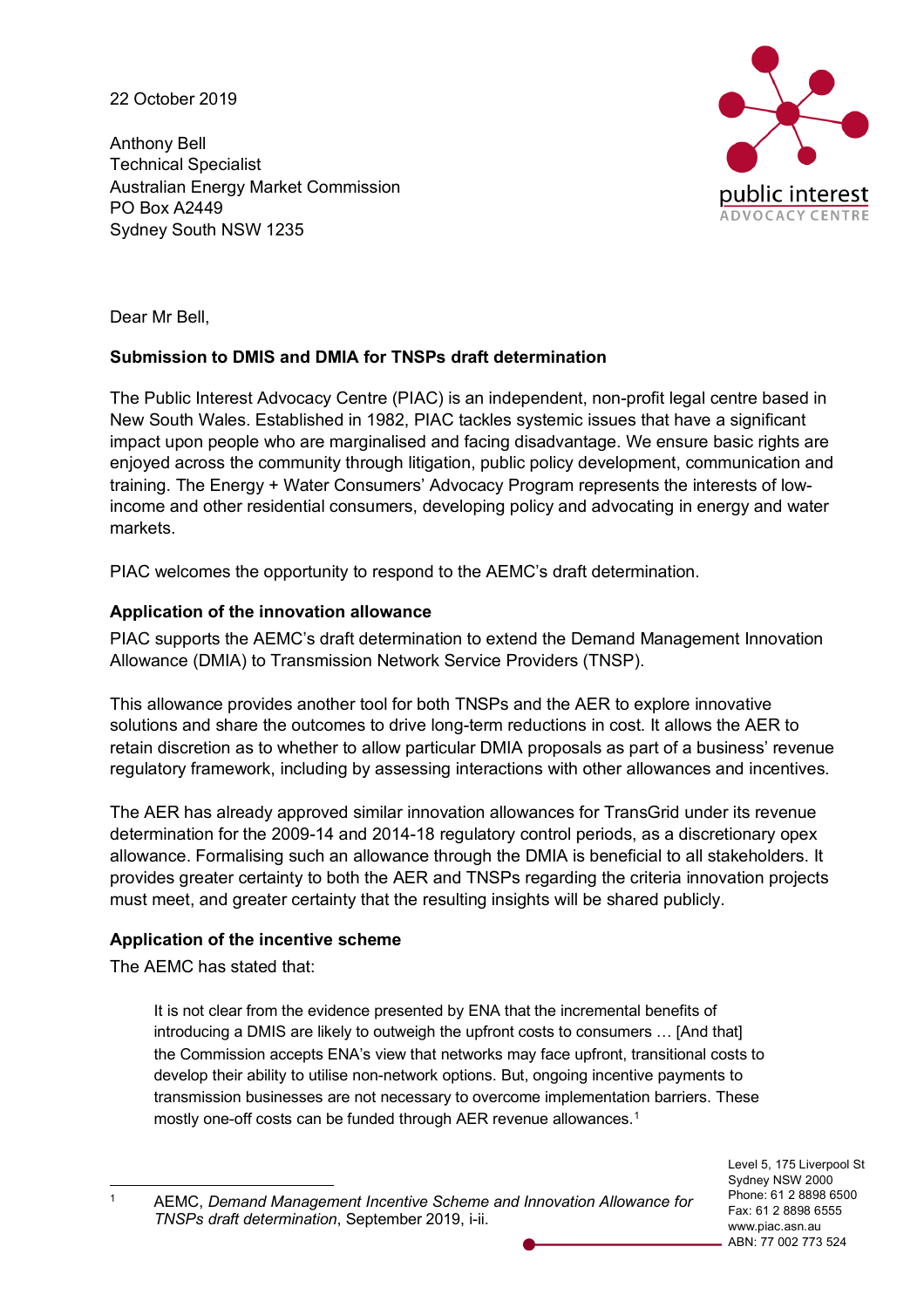22 October 2019

Anthony Bell
Technical Specialist
Australian Energy Market Commission
PO Box A2449
Sydney South NSW 1235

Dear Mr Bell,

**Submission to DMIS and DMIA for TNSPs draft determination**

The Public Interest Advocacy Centre (PIAC) is an independent, non-profit legal centre based in New South Wales. Established in 1982, PIAC tackles systemic issues that have a significant impact upon people who are marginalised and facing disadvantage. We ensure basic rights are enjoyed across the community through litigation, public policy development, communication and training. The Energy + Water Consumers' Advocacy Program represents the interests of low-income and other residential consumers, developing policy and advocating in energy and water markets.

PIAC welcomes the opportunity to respond to the AEMC's draft determination.

**Application of the innovation allowance**

PIAC supports the AEMC's draft determination to extend the Demand Management Innovation Allowance (DMIA) to Transmission Network Service Providers (TNSP).

This allowance provides another tool for both TNSPs and the AER to explore innovative solutions and share the outcomes to drive long-term reductions in cost. It allows the AER to retain discretion as to whether to allow particular DMIA proposals as part of a business' revenue regulatory framework, including by assessing interactions with other allowances and incentives.

The AER has already approved similar innovation allowances for TransGrid under its revenue determination for the 2009-14 and 2014-18 regulatory control periods, as a discretionary opex allowance. Formalising such an allowance through the DMIA is beneficial to all stakeholders. It provides greater certainty to both the AER and TNSPs regarding the criteria innovation projects must meet, and greater certainty that the resulting insights will be shared publicly.

**Application of the incentive scheme**

The AEMC has stated that:

> It is not clear from the evidence presented by ENA that the incremental benefits of introducing a DMIS are likely to outweigh the upfront costs to consumers … [And that] the Commission accepts ENA's view that networks may face upfront, transitional costs to develop their ability to utilise non-network options. But, ongoing incentive payments to transmission businesses are not necessary to overcome implementation barriers. These mostly one-off costs can be funded through AER revenue allowances.[1]

[1] AEMC, *Demand Management Incentive Scheme and Innovation Allowance for TNSPs draft determination*, September 2019, i-ii.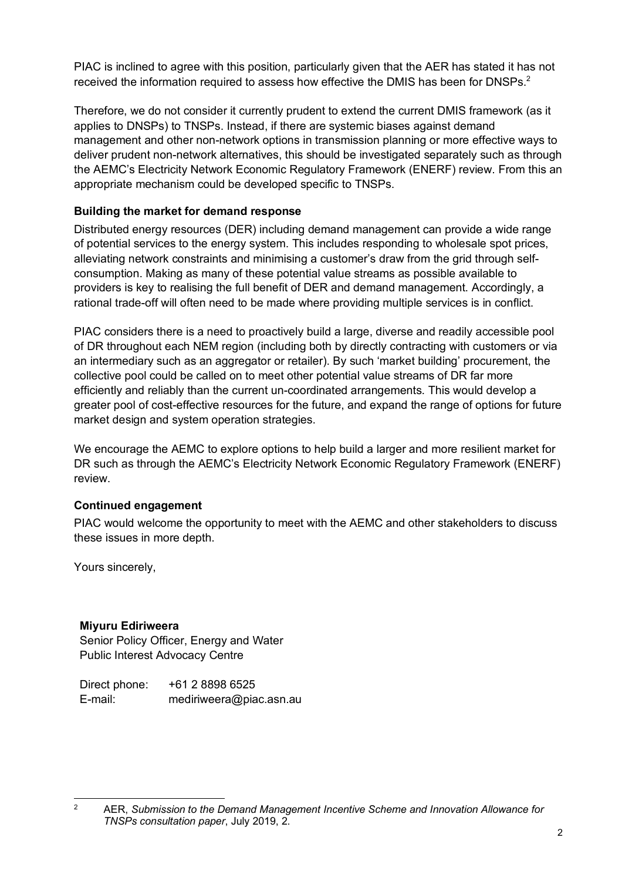PIAC is inclined to agree with this position, particularly given that the AER has stated it has not received the information required to assess how effective the DMIS has been for DNSPs.[2]

Therefore, we do not consider it currently prudent to extend the current DMIS framework (as it applies to DNSPs) to TNSPs. Instead, if there are systemic biases against demand management and other non-network options in transmission planning or more effective ways to deliver prudent non-network alternatives, this should be investigated separately such as through the AEMC's Electricity Network Economic Regulatory Framework (ENERF) review. From this an appropriate mechanism could be developed specific to TNSPs.

**Building the market for demand response**

Distributed energy resources (DER) including demand management can provide a wide range of potential services to the energy system. This includes responding to wholesale spot prices, alleviating network constraints and minimising a customer's draw from the grid through self-consumption. Making as many of these potential value streams as possible available to providers is key to realising the full benefit of DER and demand management. Accordingly, a rational trade-off will often need to be made where providing multiple services is in conflict.

PIAC considers there is a need to proactively build a large, diverse and readily accessible pool of DR throughout each NEM region (including both by directly contracting with customers or via an intermediary such as an aggregator or retailer). By such 'market building' procurement, the collective pool could be called on to meet other potential value streams of DR far more efficiently and reliably than the current un-coordinated arrangements. This would develop a greater pool of cost-effective resources for the future, and expand the range of options for future market design and system operation strategies.

We encourage the AEMC to explore options to help build a larger and more resilient market for DR such as through the AEMC's Electricity Network Economic Regulatory Framework (ENERF) review.

**Continued engagement**

PIAC would welcome the opportunity to meet with the AEMC and other stakeholders to discuss these issues in more depth.

Yours sincerely,

**Miyuru Ediriweera**
Senior Policy Officer, Energy and Water
Public Interest Advocacy Centre

Direct phone: +61 2 8898 6525
E-mail: mediriweera@piac.asn.au

---

[2] AER, *Submission to the Demand Management Incentive Scheme and Innovation Allowance for TNSPs consultation paper*, July 2019, 2.